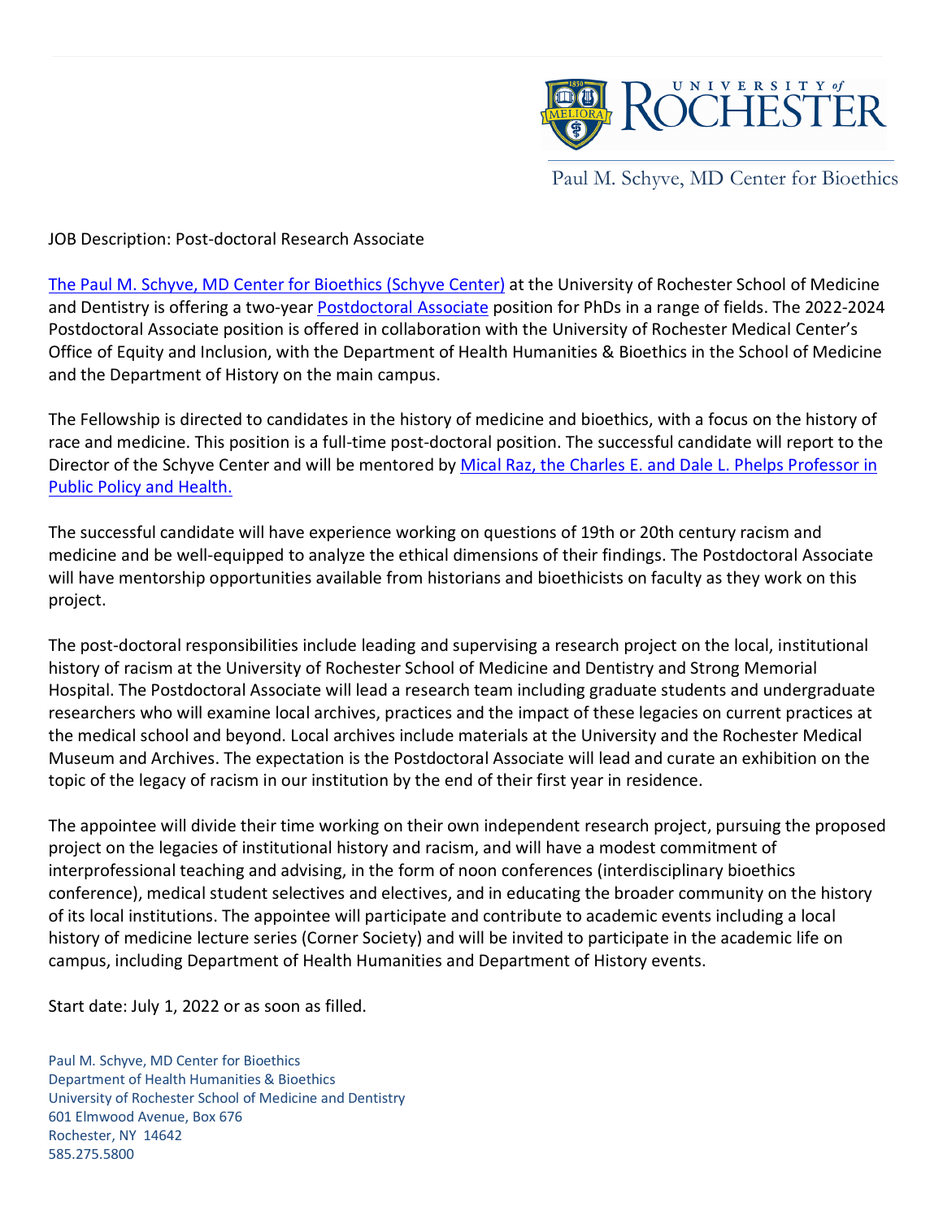Paul M. Schyve, MD Center for Bioethics

JOB Description: Post-doctoral Research Associate

The Paul M. Schyve, MD Center for Bioethics (Schyve Center) at the University of Rochester School of Medicine and Dentistry is offering a two-year Postdoctoral Associate position for PhDs in a range of fields. The 2022-2024 Postdoctoral Associate position is offered in collaboration with the University of Rochester Medical Center's Office of Equity and Inclusion, with the Department of Health Humanities & Bioethics in the School of Medicine and the Department of History on the main campus.

The Fellowship is directed to candidates in the history of medicine and bioethics, with a focus on the history of race and medicine. This position is a full-time post-doctoral position. The successful candidate will report to the Director of the Schyve Center and will be mentored by Mical Raz, the Charles E. and Dale L. Phelps Professor in Public Policy and Health.

The successful candidate will have experience working on questions of 19th or 20th century racism and medicine and be well-equipped to analyze the ethical dimensions of their findings. The Postdoctoral Associate will have mentorship opportunities available from historians and bioethicists on faculty as they work on this project.

The post-doctoral responsibilities include leading and supervising a research project on the local, institutional history of racism at the University of Rochester School of Medicine and Dentistry and Strong Memorial Hospital. The Postdoctoral Associate will lead a research team including graduate students and undergraduate researchers who will examine local archives, practices and the impact of these legacies on current practices at the medical school and beyond. Local archives include materials at the University and the Rochester Medical Museum and Archives. The expectation is the Postdoctoral Associate will lead and curate an exhibition on the topic of the legacy of racism in our institution by the end of their first year in residence.

The appointee will divide their time working on their own independent research project, pursuing the proposed project on the legacies of institutional history and racism, and will have a modest commitment of interprofessional teaching and advising, in the form of noon conferences (interdisciplinary bioethics conference), medical student selectives and electives, and in educating the broader community on the history of its local institutions. The appointee will participate and contribute to academic events including a local history of medicine lecture series (Corner Society) and will be invited to participate in the academic life on campus, including Department of Health Humanities and Department of History events.

Start date: July 1, 2022 or as soon as filled.

Paul M. Schyve, MD Center for Bioethics
Department of Health Humanities & Bioethics
University of Rochester School of Medicine and Dentistry
601 Elmwood Avenue, Box 676
Rochester, NY 14642
585.275.5800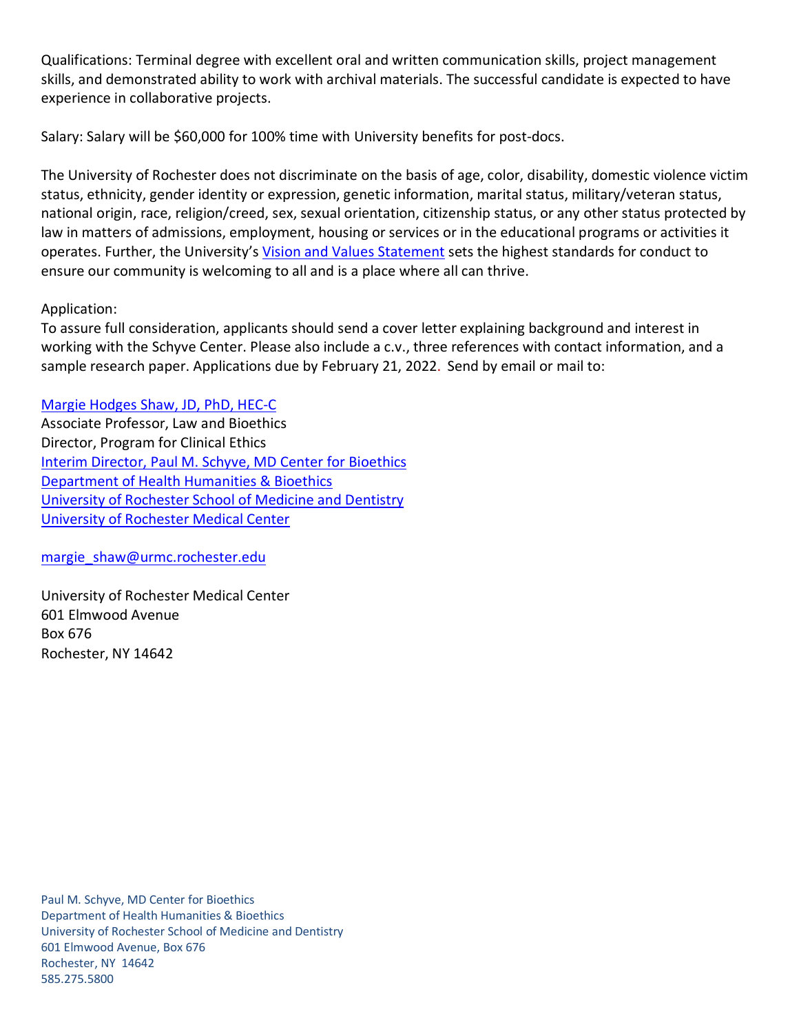Qualifications: Terminal degree with excellent oral and written communication skills, project management skills, and demonstrated ability to work with archival materials. The successful candidate is expected to have experience in collaborative projects.

Salary: Salary will be $60,000 for 100% time with University benefits for post-docs.

The University of Rochester does not discriminate on the basis of age, color, disability, domestic violence victim status, ethnicity, gender identity or expression, genetic information, marital status, military/veteran status, national origin, race, religion/creed, sex, sexual orientation, citizenship status, or any other status protected by law in matters of admissions, employment, housing or services or in the educational programs or activities it operates. Further, the University's Vision and Values Statement sets the highest standards for conduct to ensure our community is welcoming to all and is a place where all can thrive.

Application:
To assure full consideration, applicants should send a cover letter explaining background and interest in working with the Schyve Center. Please also include a c.v., three references with contact information, and a sample research paper. Applications due by February 21, 2022. Send by email or mail to:

Margie Hodges Shaw, JD, PhD, HEC-C
Associate Professor, Law and Bioethics
Director, Program for Clinical Ethics
Interim Director, Paul M. Schyve, MD Center for Bioethics
Department of Health Humanities & Bioethics
University of Rochester School of Medicine and Dentistry
University of Rochester Medical Center

margie_shaw@urmc.rochester.edu

University of Rochester Medical Center
601 Elmwood Avenue
Box 676
Rochester, NY 14642

Paul M. Schyve, MD Center for Bioethics
Department of Health Humanities & Bioethics
University of Rochester School of Medicine and Dentistry
601 Elmwood Avenue, Box 676
Rochester, NY 14642
585.275.5800